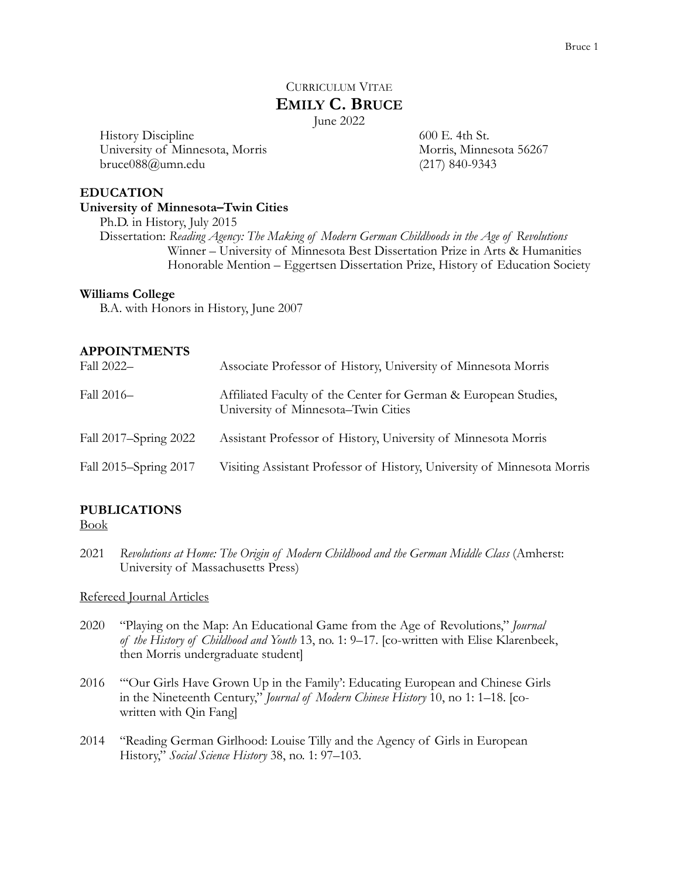Curriculum Vitae

# Emily C. Bruce

June 2022

History Discipline
University of Minnesota, Morris
bruce088@umn.edu

600 E. 4th St.
Morris, Minnesota 56267
(217) 840-9343

## EDUCATION

**University of Minnesota–Twin Cities**

Ph.D. in History, July 2015

Dissertation: *Reading Agency: The Making of Modern German Childhoods in the Age of Revolutions*
Winner – University of Minnesota Best Dissertation Prize in Arts & Humanities
Honorable Mention – Eggertsen Dissertation Prize, History of Education Society

**Williams College**

B.A. with Honors in History, June 2007

## APPOINTMENTS

| | |
|---|---|
| Fall 2022– | Associate Professor of History, University of Minnesota Morris |
| Fall 2016– | Affiliated Faculty of the Center for German & European Studies, University of Minnesota–Twin Cities |
| Fall 2017–Spring 2022 | Assistant Professor of History, University of Minnesota Morris |
| Fall 2015–Spring 2017 | Visiting Assistant Professor of History, University of Minnesota Morris |

## PUBLICATIONS

Book

2021 *Revolutions at Home: The Origin of Modern Childhood and the German Middle Class* (Amherst: University of Massachusetts Press)

Refereed Journal Articles

2020 "Playing on the Map: An Educational Game from the Age of Revolutions," *Journal of the History of Childhood and Youth* 13, no. 1: 9–17. [co-written with Elise Klarenbeek, then Morris undergraduate student]

2016 "'Our Girls Have Grown Up in the Family': Educating European and Chinese Girls in the Nineteenth Century," *Journal of Modern Chinese History* 10, no 1: 1–18. [co-written with Qin Fang]

2014 "Reading German Girlhood: Louise Tilly and the Agency of Girls in European History," *Social Science History* 38, no. 1: 97–103.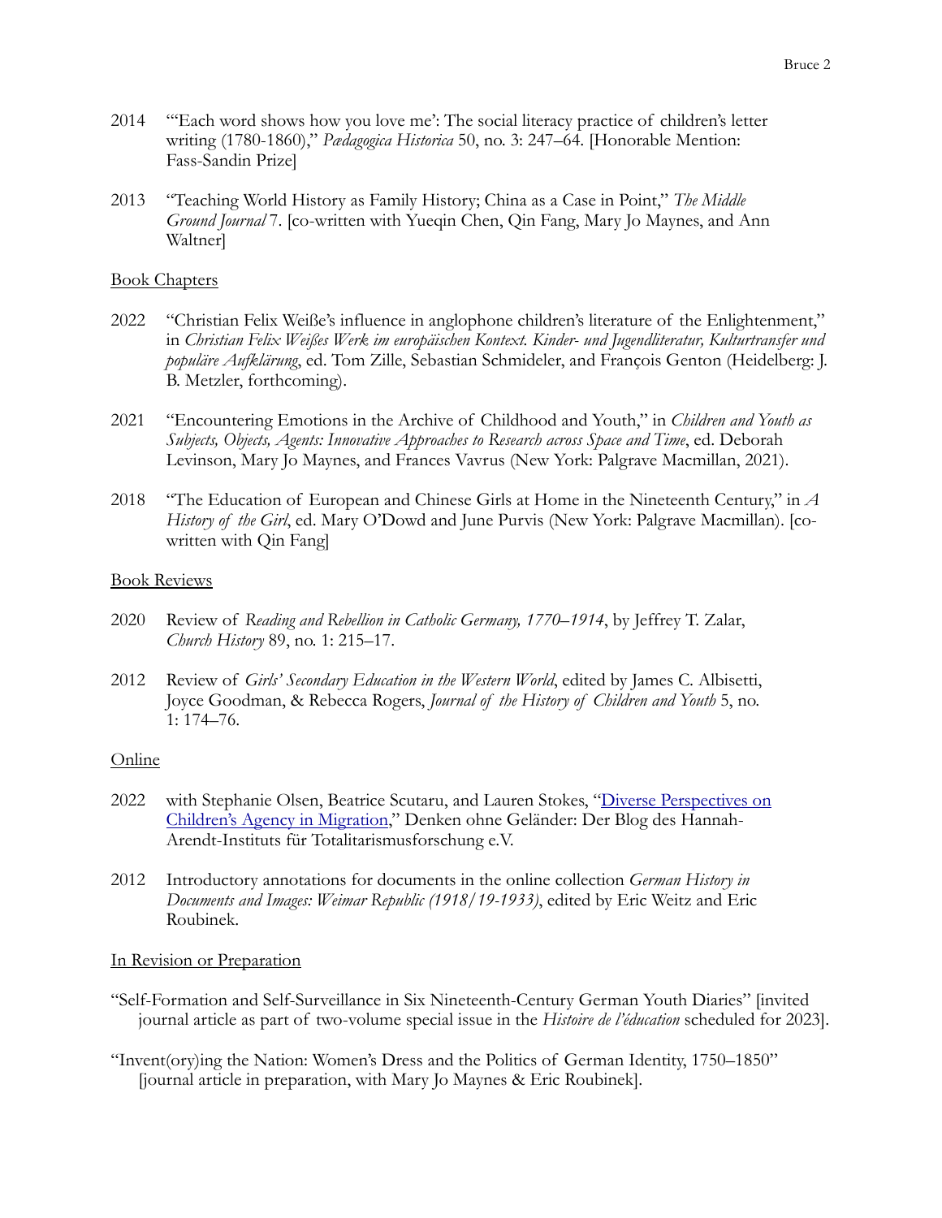2014 "'Each word shows how you love me': The social literacy practice of children's letter writing (1780-1860)," *Pædagogica Historica* 50, no. 3: 247–64. [Honorable Mention: Fass-Sandin Prize]

2013 "Teaching World History as Family History; China as a Case in Point," *The Middle Ground Journal* 7. [co-written with Yueqin Chen, Qin Fang, Mary Jo Maynes, and Ann Waltner]

## Book Chapters

2022 "Christian Felix Weiße's influence in anglophone children's literature of the Enlightenment," in *Christian Felix Weißes Werk im europäischen Kontext. Kinder- und Jugendliteratur, Kulturtransfer und populäre Aufklärung*, ed. Tom Zille, Sebastian Schmideler, and François Genton (Heidelberg: J. B. Metzler, forthcoming).

2021 "Encountering Emotions in the Archive of Childhood and Youth," in *Children and Youth as Subjects, Objects, Agents: Innovative Approaches to Research across Space and Time*, ed. Deborah Levinson, Mary Jo Maynes, and Frances Vavrus (New York: Palgrave Macmillan, 2021).

2018 "The Education of European and Chinese Girls at Home in the Nineteenth Century," in *A History of the Girl*, ed. Mary O'Dowd and June Purvis (New York: Palgrave Macmillan). [co-written with Qin Fang]

## Book Reviews

2020 Review of *Reading and Rebellion in Catholic Germany, 1770–1914*, by Jeffrey T. Zalar, *Church History* 89, no. 1: 215–17.

2012 Review of *Girls' Secondary Education in the Western World*, edited by James C. Albisetti, Joyce Goodman, & Rebecca Rogers, *Journal of the History of Children and Youth* 5, no. 1: 174–76.

## Online

2022 with Stephanie Olsen, Beatrice Scutaru, and Lauren Stokes, "Diverse Perspectives on Children's Agency in Migration," Denken ohne Geländer: Der Blog des Hannah-Arendt-Instituts für Totalitarismusforschung e.V.

2012 Introductory annotations for documents in the online collection *German History in Documents and Images: Weimar Republic (1918/19-1933)*, edited by Eric Weitz and Eric Roubinek.

## In Revision or Preparation

"Self-Formation and Self-Surveillance in Six Nineteenth-Century German Youth Diaries" [invited journal article as part of two-volume special issue in the *Histoire de l'éducation* scheduled for 2023].

"Invent(ory)ing the Nation: Women's Dress and the Politics of German Identity, 1750–1850" [journal article in preparation, with Mary Jo Maynes & Eric Roubinek].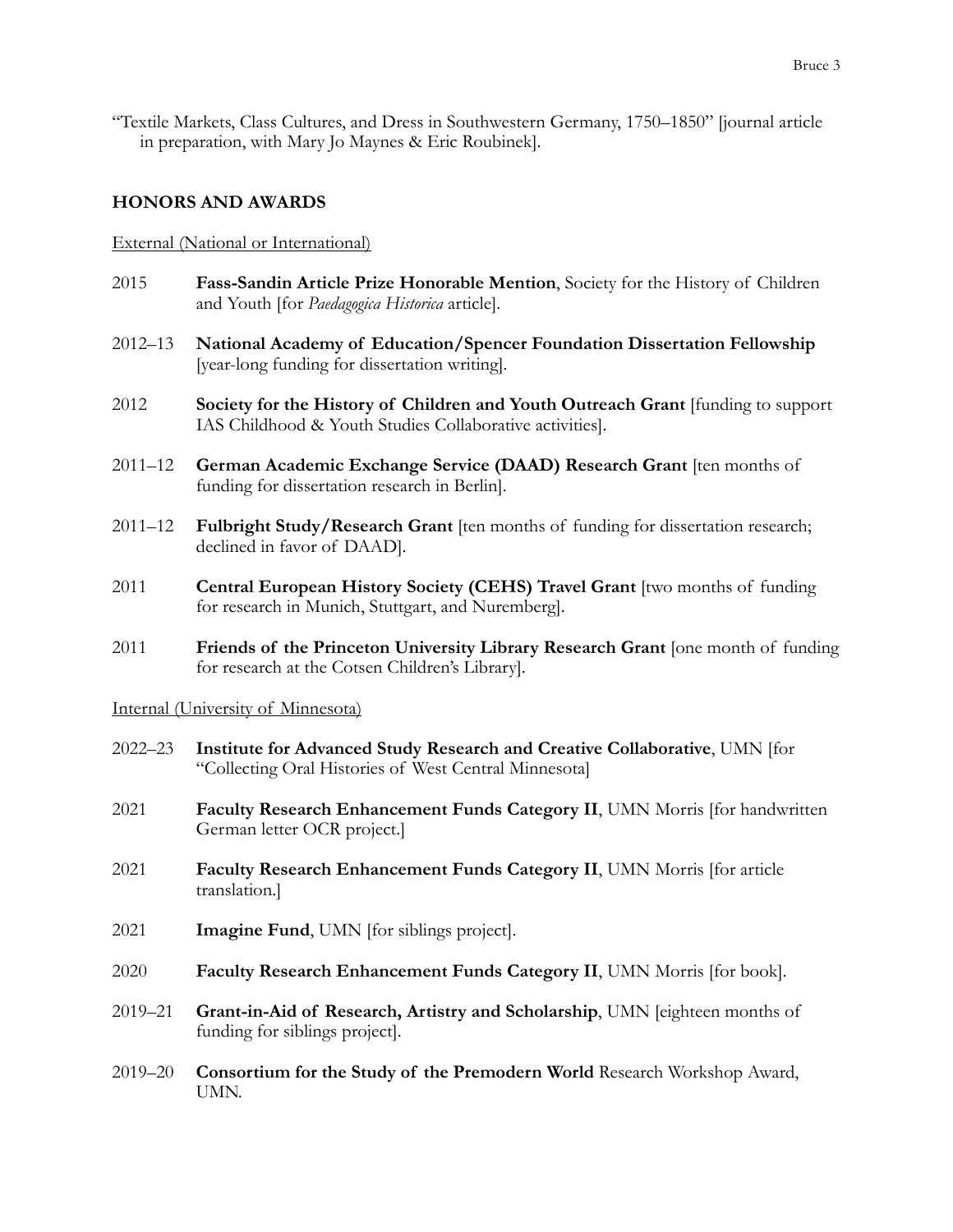"Textile Markets, Class Cultures, and Dress in Southwestern Germany, 1750–1850" [journal article in preparation, with Mary Jo Maynes & Eric Roubinek].

## HONORS AND AWARDS

External (National or International)

2015 **Fass-Sandin Article Prize Honorable Mention**, Society for the History of Children and Youth [for *Paedagogica Historica* article].

2012–13 **National Academy of Education/Spencer Foundation Dissertation Fellowship** [year-long funding for dissertation writing].

2012 **Society for the History of Children and Youth Outreach Grant** [funding to support IAS Childhood & Youth Studies Collaborative activities].

2011–12 **German Academic Exchange Service (DAAD) Research Grant** [ten months of funding for dissertation research in Berlin].

2011–12 **Fulbright Study/Research Grant** [ten months of funding for dissertation research; declined in favor of DAAD].

2011 **Central European History Society (CEHS) Travel Grant** [two months of funding for research in Munich, Stuttgart, and Nuremberg].

2011 **Friends of the Princeton University Library Research Grant** [one month of funding for research at the Cotsen Children's Library].

Internal (University of Minnesota)

2022–23 **Institute for Advanced Study Research and Creative Collaborative**, UMN [for "Collecting Oral Histories of West Central Minnesota]

2021 **Faculty Research Enhancement Funds Category II**, UMN Morris [for handwritten German letter OCR project.]

2021 **Faculty Research Enhancement Funds Category II**, UMN Morris [for article translation.]

2021 **Imagine Fund**, UMN [for siblings project].

2020 **Faculty Research Enhancement Funds Category II**, UMN Morris [for book].

2019–21 **Grant-in-Aid of Research, Artistry and Scholarship**, UMN [eighteen months of funding for siblings project].

2019–20 **Consortium for the Study of the Premodern World** Research Workshop Award, UMN.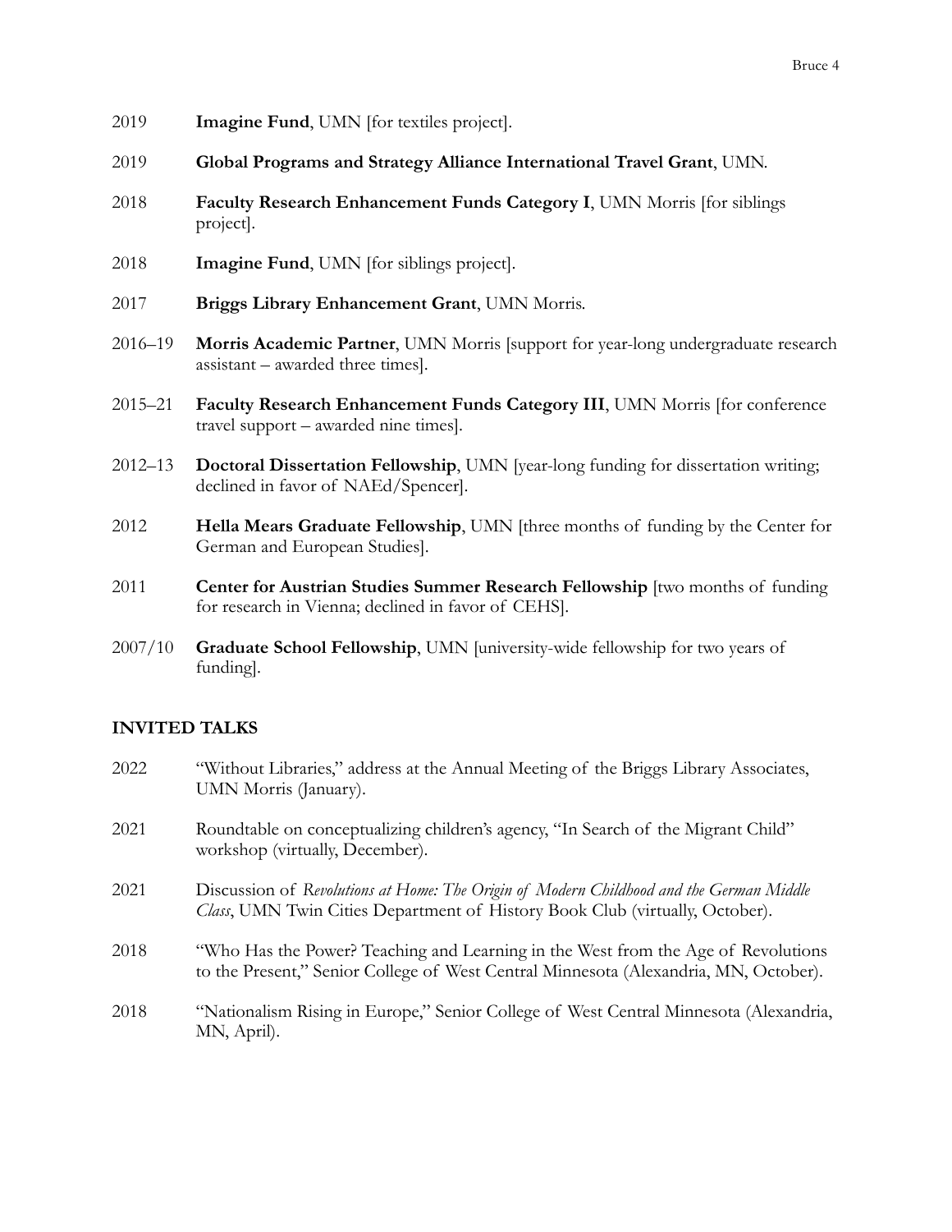2019 **Imagine Fund**, UMN [for textiles project].

2019 **Global Programs and Strategy Alliance International Travel Grant**, UMN.

2018 **Faculty Research Enhancement Funds Category I**, UMN Morris [for siblings project].

2018 **Imagine Fund**, UMN [for siblings project].

2017 **Briggs Library Enhancement Grant**, UMN Morris.

2016–19 **Morris Academic Partner**, UMN Morris [support for year-long undergraduate research assistant – awarded three times].

2015–21 **Faculty Research Enhancement Funds Category III**, UMN Morris [for conference travel support – awarded nine times].

2012–13 **Doctoral Dissertation Fellowship**, UMN [year-long funding for dissertation writing; declined in favor of NAEd/Spencer].

2012 **Hella Mears Graduate Fellowship**, UMN [three months of funding by the Center for German and European Studies].

2011 **Center for Austrian Studies Summer Research Fellowship** [two months of funding for research in Vienna; declined in favor of CEHS].

2007/10 **Graduate School Fellowship**, UMN [university-wide fellowship for two years of funding].

## INVITED TALKS

2022 "Without Libraries," address at the Annual Meeting of the Briggs Library Associates, UMN Morris (January).

2021 Roundtable on conceptualizing children's agency, "In Search of the Migrant Child" workshop (virtually, December).

2021 Discussion of *Revolutions at Home: The Origin of Modern Childhood and the German Middle Class*, UMN Twin Cities Department of History Book Club (virtually, October).

2018 "Who Has the Power? Teaching and Learning in the West from the Age of Revolutions to the Present," Senior College of West Central Minnesota (Alexandria, MN, October).

2018 "Nationalism Rising in Europe," Senior College of West Central Minnesota (Alexandria, MN, April).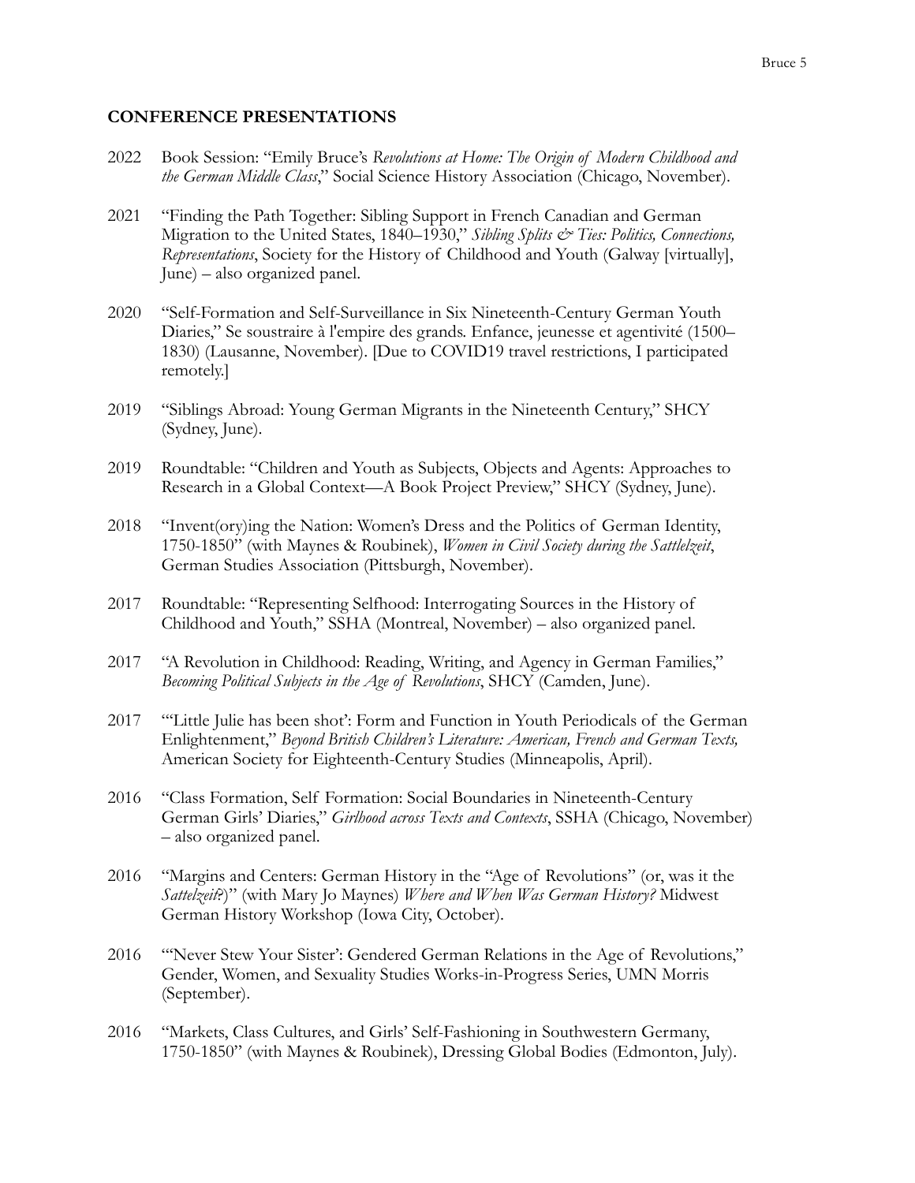## CONFERENCE PRESENTATIONS

2022 Book Session: "Emily Bruce's *Revolutions at Home: The Origin of Modern Childhood and the German Middle Class*," Social Science History Association (Chicago, November).

2021 "Finding the Path Together: Sibling Support in French Canadian and German Migration to the United States, 1840–1930," *Sibling Splits & Ties: Politics, Connections, Representations*, Society for the History of Childhood and Youth (Galway [virtually], June) – also organized panel.

2020 "Self-Formation and Self-Surveillance in Six Nineteenth-Century German Youth Diaries," Se soustraire à l'empire des grands. Enfance, jeunesse et agentivité (1500–1830) (Lausanne, November). [Due to COVID19 travel restrictions, I participated remotely.]

2019 "Siblings Abroad: Young German Migrants in the Nineteenth Century," SHCY (Sydney, June).

2019 Roundtable: "Children and Youth as Subjects, Objects and Agents: Approaches to Research in a Global Context—A Book Project Preview," SHCY (Sydney, June).

2018 "Invent(ory)ing the Nation: Women's Dress and the Politics of German Identity, 1750-1850" (with Maynes & Roubinek), *Women in Civil Society during the Sattlelzeit*, German Studies Association (Pittsburgh, November).

2017 Roundtable: "Representing Selfhood: Interrogating Sources in the History of Childhood and Youth," SSHA (Montreal, November) – also organized panel.

2017 "A Revolution in Childhood: Reading, Writing, and Agency in German Families," *Becoming Political Subjects in the Age of Revolutions*, SHCY (Camden, June).

2017 "'Little Julie has been shot': Form and Function in Youth Periodicals of the German Enlightenment," *Beyond British Children's Literature: American, French and German Texts,* American Society for Eighteenth-Century Studies (Minneapolis, April).

2016 "Class Formation, Self Formation: Social Boundaries in Nineteenth-Century German Girls' Diaries," *Girlhood across Texts and Contexts*, SSHA (Chicago, November) – also organized panel.

2016 "Margins and Centers: German History in the "Age of Revolutions" (or, was it the *Sattelzeit?*)" (with Mary Jo Maynes) *Where and When Was German History?* Midwest German History Workshop (Iowa City, October).

2016 "'Never Stew Your Sister': Gendered German Relations in the Age of Revolutions," Gender, Women, and Sexuality Studies Works-in-Progress Series, UMN Morris (September).

2016 "Markets, Class Cultures, and Girls' Self-Fashioning in Southwestern Germany, 1750-1850" (with Maynes & Roubinek), Dressing Global Bodies (Edmonton, July).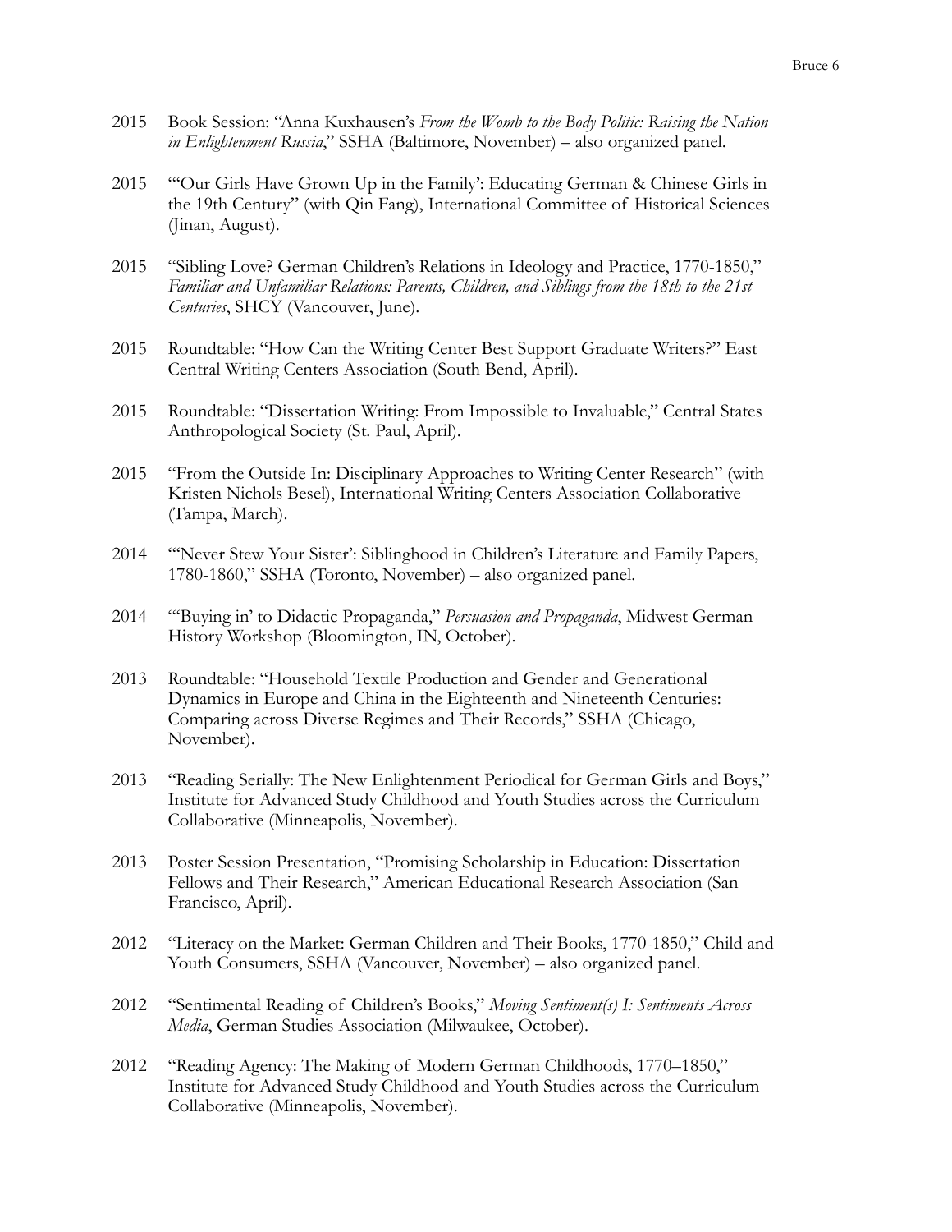2015 Book Session: "Anna Kuxhausen's *From the Womb to the Body Politic: Raising the Nation in Enlightenment Russia*," SSHA (Baltimore, November) – also organized panel.

2015 "'Our Girls Have Grown Up in the Family': Educating German & Chinese Girls in the 19th Century" (with Qin Fang), International Committee of Historical Sciences (Jinan, August).

2015 "Sibling Love? German Children's Relations in Ideology and Practice, 1770-1850," *Familiar and Unfamiliar Relations: Parents, Children, and Siblings from the 18th to the 21st Centuries*, SHCY (Vancouver, June).

2015 Roundtable: "How Can the Writing Center Best Support Graduate Writers?" East Central Writing Centers Association (South Bend, April).

2015 Roundtable: "Dissertation Writing: From Impossible to Invaluable," Central States Anthropological Society (St. Paul, April).

2015 "From the Outside In: Disciplinary Approaches to Writing Center Research" (with Kristen Nichols Besel), International Writing Centers Association Collaborative (Tampa, March).

2014 "'Never Stew Your Sister': Siblinghood in Children's Literature and Family Papers, 1780-1860," SSHA (Toronto, November) – also organized panel.

2014 "'Buying in' to Didactic Propaganda," *Persuasion and Propaganda*, Midwest German History Workshop (Bloomington, IN, October).

2013 Roundtable: "Household Textile Production and Gender and Generational Dynamics in Europe and China in the Eighteenth and Nineteenth Centuries: Comparing across Diverse Regimes and Their Records," SSHA (Chicago, November).

2013 "Reading Serially: The New Enlightenment Periodical for German Girls and Boys," Institute for Advanced Study Childhood and Youth Studies across the Curriculum Collaborative (Minneapolis, November).

2013 Poster Session Presentation, "Promising Scholarship in Education: Dissertation Fellows and Their Research," American Educational Research Association (San Francisco, April).

2012 "Literacy on the Market: German Children and Their Books, 1770-1850," Child and Youth Consumers, SSHA (Vancouver, November) – also organized panel.

2012 "Sentimental Reading of Children's Books," *Moving Sentiment(s) I: Sentiments Across Media*, German Studies Association (Milwaukee, October).

2012 "Reading Agency: The Making of Modern German Childhoods, 1770–1850," Institute for Advanced Study Childhood and Youth Studies across the Curriculum Collaborative (Minneapolis, November).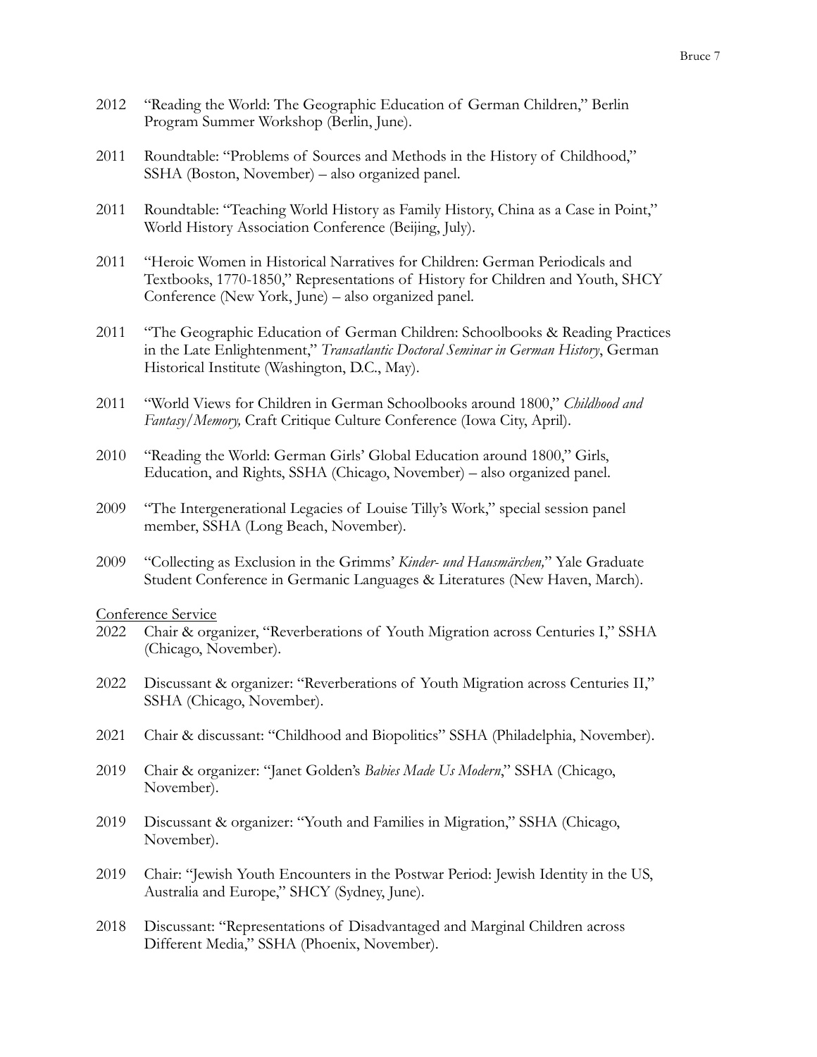2012 "Reading the World: The Geographic Education of German Children," Berlin Program Summer Workshop (Berlin, June).

2011 Roundtable: "Problems of Sources and Methods in the History of Childhood," SSHA (Boston, November) – also organized panel.

2011 Roundtable: "Teaching World History as Family History, China as a Case in Point," World History Association Conference (Beijing, July).

2011 "Heroic Women in Historical Narratives for Children: German Periodicals and Textbooks, 1770-1850," Representations of History for Children and Youth, SHCY Conference (New York, June) – also organized panel.

2011 "The Geographic Education of German Children: Schoolbooks & Reading Practices in the Late Enlightenment," *Transatlantic Doctoral Seminar in German History*, German Historical Institute (Washington, D.C., May).

2011 "World Views for Children in German Schoolbooks around 1800," *Childhood and Fantasy/Memory,* Craft Critique Culture Conference (Iowa City, April).

2010 "Reading the World: German Girls' Global Education around 1800," Girls, Education, and Rights, SSHA (Chicago, November) – also organized panel.

2009 "The Intergenerational Legacies of Louise Tilly's Work," special session panel member, SSHA (Long Beach, November).

2009 "Collecting as Exclusion in the Grimms' *Kinder- und Hausmärchen,*" Yale Graduate Student Conference in Germanic Languages & Literatures (New Haven, March).

Conference Service

2022 Chair & organizer, "Reverberations of Youth Migration across Centuries I," SSHA (Chicago, November).

2022 Discussant & organizer: "Reverberations of Youth Migration across Centuries II," SSHA (Chicago, November).

2021 Chair & discussant: "Childhood and Biopolitics" SSHA (Philadelphia, November).

2019 Chair & organizer: "Janet Golden's *Babies Made Us Modern*," SSHA (Chicago, November).

2019 Discussant & organizer: "Youth and Families in Migration," SSHA (Chicago, November).

2019 Chair: "Jewish Youth Encounters in the Postwar Period: Jewish Identity in the US, Australia and Europe," SHCY (Sydney, June).

2018 Discussant: "Representations of Disadvantaged and Marginal Children across Different Media," SSHA (Phoenix, November).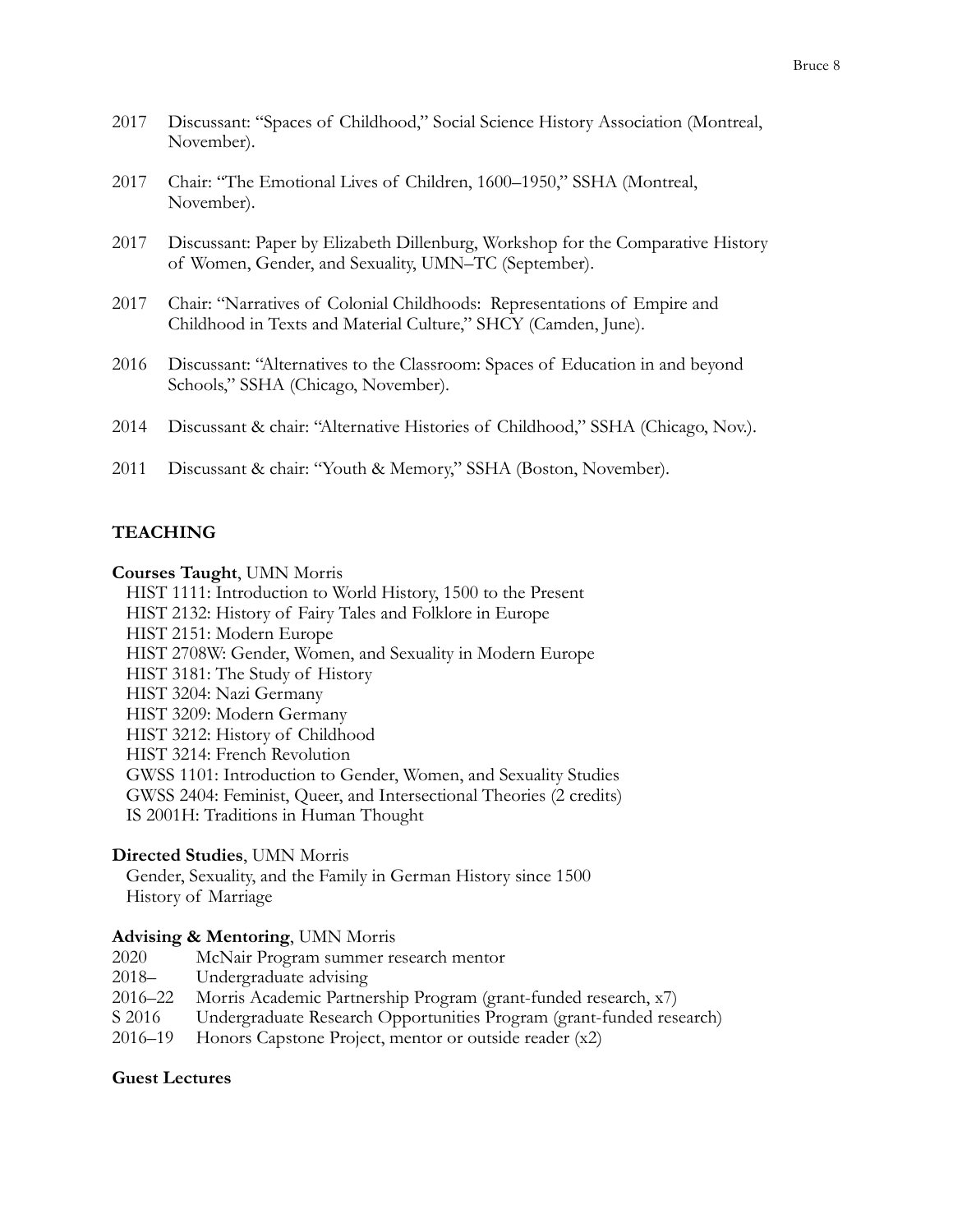2017 Discussant: "Spaces of Childhood," Social Science History Association (Montreal, November).

2017 Chair: "The Emotional Lives of Children, 1600–1950," SSHA (Montreal, November).

2017 Discussant: Paper by Elizabeth Dillenburg, Workshop for the Comparative History of Women, Gender, and Sexuality, UMN–TC (September).

2017 Chair: "Narratives of Colonial Childhoods: Representations of Empire and Childhood in Texts and Material Culture," SHCY (Camden, June).

2016 Discussant: "Alternatives to the Classroom: Spaces of Education in and beyond Schools," SSHA (Chicago, November).

2014 Discussant & chair: "Alternative Histories of Childhood," SSHA (Chicago, Nov.).

2011 Discussant & chair: "Youth & Memory," SSHA (Boston, November).

## TEACHING

**Courses Taught**, UMN Morris

HIST 1111: Introduction to World History, 1500 to the Present
HIST 2132: History of Fairy Tales and Folklore in Europe
HIST 2151: Modern Europe
HIST 2708W: Gender, Women, and Sexuality in Modern Europe
HIST 3181: The Study of History
HIST 3204: Nazi Germany
HIST 3209: Modern Germany
HIST 3212: History of Childhood
HIST 3214: French Revolution
GWSS 1101: Introduction to Gender, Women, and Sexuality Studies
GWSS 2404: Feminist, Queer, and Intersectional Theories (2 credits)
IS 2001H: Traditions in Human Thought

**Directed Studies**, UMN Morris

Gender, Sexuality, and the Family in German History since 1500
History of Marriage

**Advising & Mentoring**, UMN Morris

2020 McNair Program summer research mentor
2018– Undergraduate advising
2016–22 Morris Academic Partnership Program (grant-funded research, x7)
S 2016 Undergraduate Research Opportunities Program (grant-funded research)
2016–19 Honors Capstone Project, mentor or outside reader (x2)

**Guest Lectures**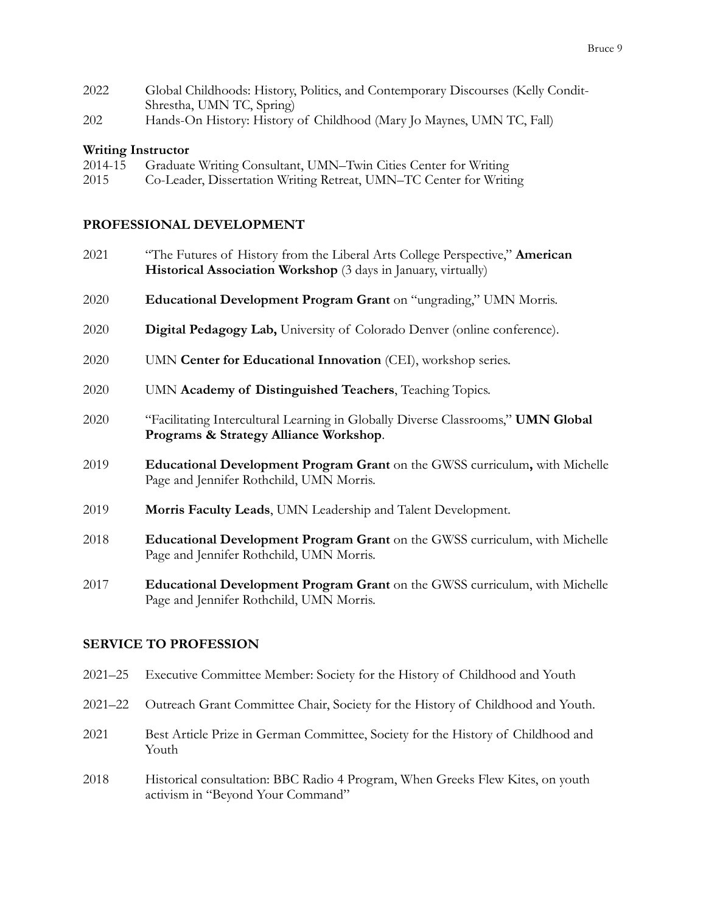2022 Global Childhoods: History, Politics, and Contemporary Discourses (Kelly Condit-Shrestha, UMN TC, Spring)

202 Hands-On History: History of Childhood (Mary Jo Maynes, UMN TC, Fall)

**Writing Instructor**

2014-15 Graduate Writing Consultant, UMN–Twin Cities Center for Writing

2015 Co-Leader, Dissertation Writing Retreat, UMN–TC Center for Writing

## PROFESSIONAL DEVELOPMENT

2021 "The Futures of History from the Liberal Arts College Perspective," **American Historical Association Workshop** (3 days in January, virtually)

2020 **Educational Development Program Grant** on "ungrading," UMN Morris.

2020 **Digital Pedagogy Lab,** University of Colorado Denver (online conference).

2020 UMN **Center for Educational Innovation** (CEI), workshop series.

2020 UMN **Academy of Distinguished Teachers**, Teaching Topics.

2020 "Facilitating Intercultural Learning in Globally Diverse Classrooms," **UMN Global Programs & Strategy Alliance Workshop**.

2019 **Educational Development Program Grant** on the GWSS curriculum**,** with Michelle Page and Jennifer Rothchild, UMN Morris.

2019 **Morris Faculty Leads**, UMN Leadership and Talent Development.

2018 **Educational Development Program Grant** on the GWSS curriculum, with Michelle Page and Jennifer Rothchild, UMN Morris.

2017 **Educational Development Program Grant** on the GWSS curriculum, with Michelle Page and Jennifer Rothchild, UMN Morris.

## SERVICE TO PROFESSION

2021–25 Executive Committee Member: Society for the History of Childhood and Youth

2021–22 Outreach Grant Committee Chair, Society for the History of Childhood and Youth.

2021 Best Article Prize in German Committee, Society for the History of Childhood and Youth

2018 Historical consultation: BBC Radio 4 Program, When Greeks Flew Kites, on youth activism in "Beyond Your Command"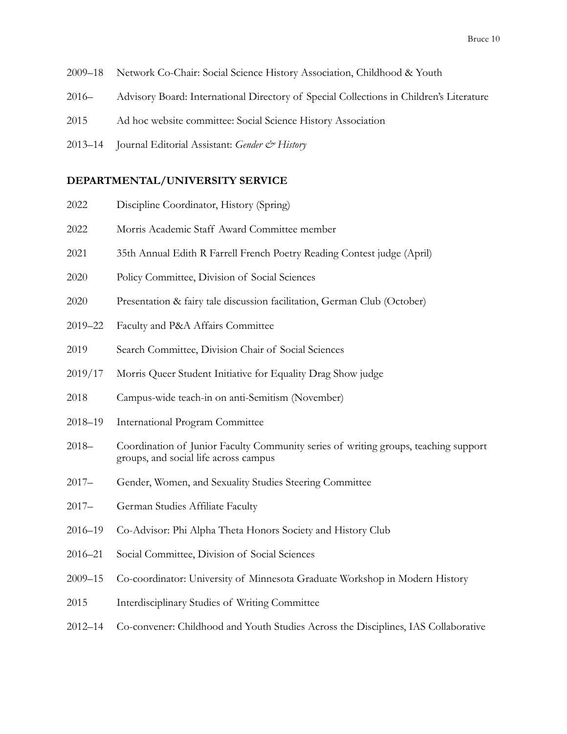2009–18 Network Co-Chair: Social Science History Association, Childhood & Youth

2016– Advisory Board: International Directory of Special Collections in Children's Literature

2015 Ad hoc website committee: Social Science History Association

2013–14 Journal Editorial Assistant: *Gender & History*

## DEPARTMENTAL/UNIVERSITY SERVICE

2022 Discipline Coordinator, History (Spring)

2022 Morris Academic Staff Award Committee member

2021 35th Annual Edith R Farrell French Poetry Reading Contest judge (April)

2020 Policy Committee, Division of Social Sciences

2020 Presentation & fairy tale discussion facilitation, German Club (October)

2019–22 Faculty and P&A Affairs Committee

2019 Search Committee, Division Chair of Social Sciences

2019/17 Morris Queer Student Initiative for Equality Drag Show judge

2018 Campus-wide teach-in on anti-Semitism (November)

2018–19 International Program Committee

2018– Coordination of Junior Faculty Community series of writing groups, teaching support groups, and social life across campus

2017– Gender, Women, and Sexuality Studies Steering Committee

2017– German Studies Affiliate Faculty

2016–19 Co-Advisor: Phi Alpha Theta Honors Society and History Club

2016–21 Social Committee, Division of Social Sciences

2009–15 Co-coordinator: University of Minnesota Graduate Workshop in Modern History

2015 Interdisciplinary Studies of Writing Committee

2012–14 Co-convener: Childhood and Youth Studies Across the Disciplines, IAS Collaborative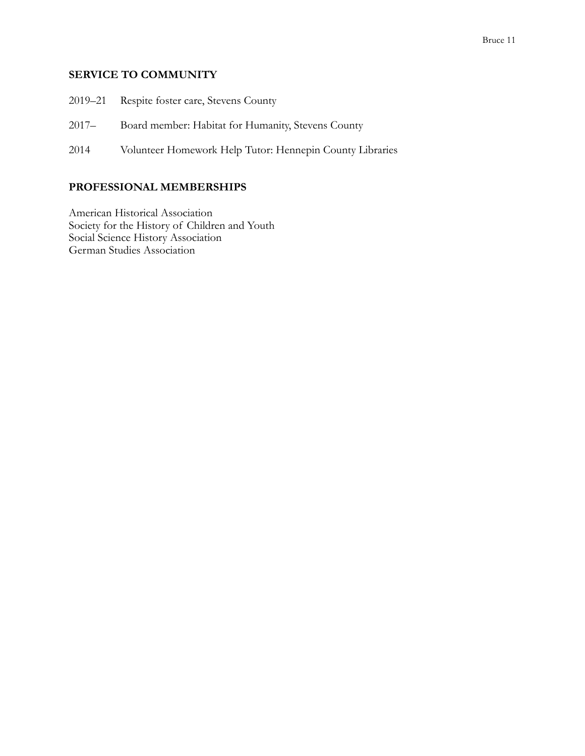## SERVICE TO COMMUNITY

2019–21 Respite foster care, Stevens County

2017– Board member: Habitat for Humanity, Stevens County

2014 Volunteer Homework Help Tutor: Hennepin County Libraries

## PROFESSIONAL MEMBERSHIPS

American Historical Association
Society for the History of Children and Youth
Social Science History Association
German Studies Association